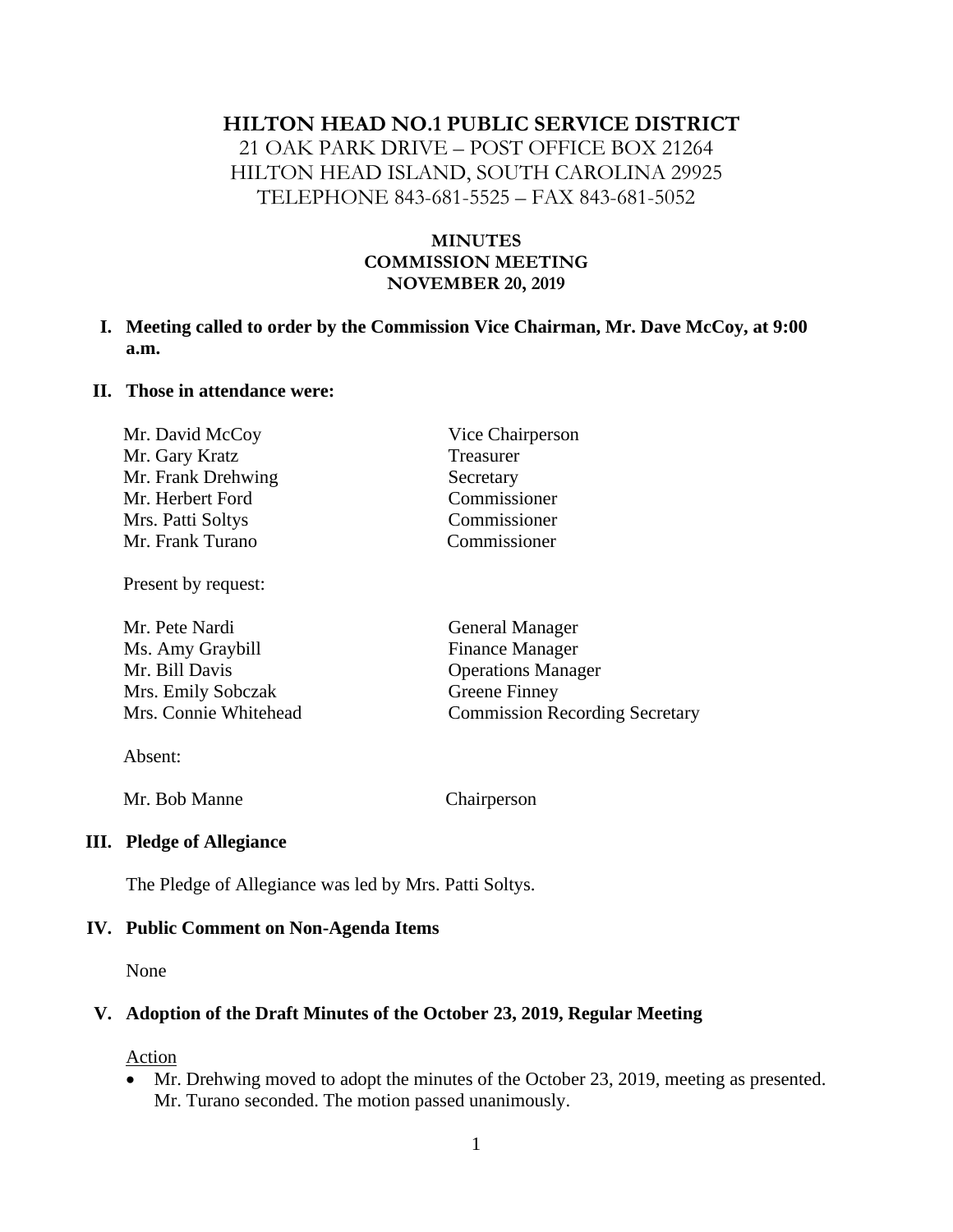# HILTON HEAD NO.1 PUBLIC SERVICE DISTRICT

21 OAK PARK DRIVE – POST OFFICE BOX 21264
HILTON HEAD ISLAND, SOUTH CAROLINA 29925
TELEPHONE 843-681-5525 – FAX 843-681-5052

## MINUTES
## COMMISSION MEETING
## NOVEMBER 20, 2019

### I. Meeting called to order by the Commission Vice Chairman, Mr. Dave McCoy, at 9:00 a.m.

### II. Those in attendance were:

| | |
|---|---|
| Mr. David McCoy | Vice Chairperson |
| Mr. Gary Kratz | Treasurer |
| Mr. Frank Drehwing | Secretary |
| Mr. Herbert Ford | Commissioner |
| Mrs. Patti Soltys | Commissioner |
| Mr. Frank Turano | Commissioner |

Present by request:

| | |
|---|---|
| Mr. Pete Nardi | General Manager |
| Ms. Amy Graybill | Finance Manager |
| Mr. Bill Davis | Operations Manager |
| Mrs. Emily Sobczak | Greene Finney |
| Mrs. Connie Whitehead | Commission Recording Secretary |

Absent:

| | |
|---|---|
| Mr. Bob Manne | Chairperson |

### III. Pledge of Allegiance

The Pledge of Allegiance was led by Mrs. Patti Soltys.

### IV. Public Comment on Non-Agenda Items

None

### V. Adoption of the Draft Minutes of the October 23, 2019, Regular Meeting

Action

- Mr. Drehwing moved to adopt the minutes of the October 23, 2019, meeting as presented. Mr. Turano seconded. The motion passed unanimously.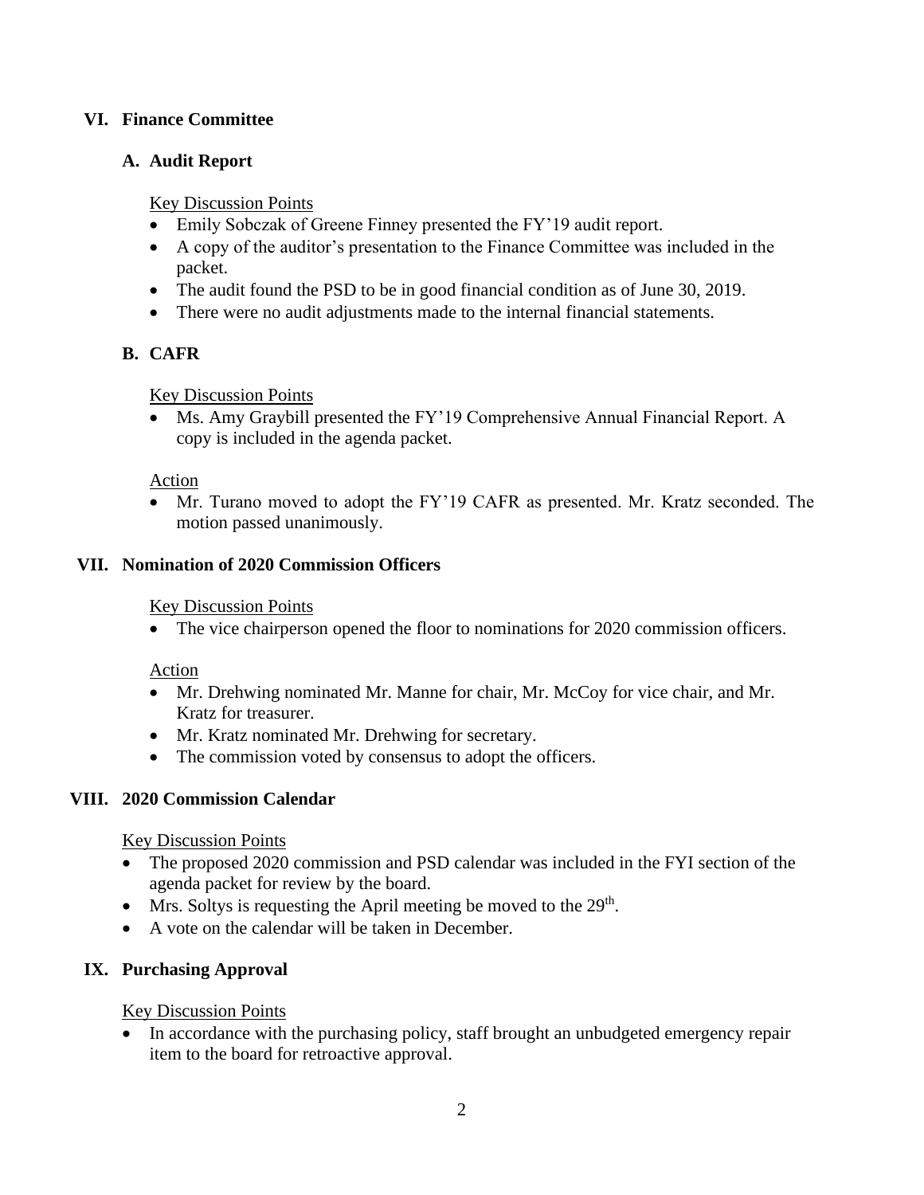## VI. Finance Committee

### A. Audit Report

Key Discussion Points

- Emily Sobczak of Greene Finney presented the FY'19 audit report.
- A copy of the auditor's presentation to the Finance Committee was included in the packet.
- The audit found the PSD to be in good financial condition as of June 30, 2019.
- There were no audit adjustments made to the internal financial statements.

### B. CAFR

Key Discussion Points

- Ms. Amy Graybill presented the FY'19 Comprehensive Annual Financial Report. A copy is included in the agenda packet.

Action

- Mr. Turano moved to adopt the FY'19 CAFR as presented. Mr. Kratz seconded. The motion passed unanimously.

## VII. Nomination of 2020 Commission Officers

Key Discussion Points

- The vice chairperson opened the floor to nominations for 2020 commission officers.

Action

- Mr. Drehwing nominated Mr. Manne for chair, Mr. McCoy for vice chair, and Mr. Kratz for treasurer.
- Mr. Kratz nominated Mr. Drehwing for secretary.
- The commission voted by consensus to adopt the officers.

## VIII. 2020 Commission Calendar

Key Discussion Points

- The proposed 2020 commission and PSD calendar was included in the FYI section of the agenda packet for review by the board.
- Mrs. Soltys is requesting the April meeting be moved to the 29th.
- A vote on the calendar will be taken in December.

## IX. Purchasing Approval

Key Discussion Points

- In accordance with the purchasing policy, staff brought an unbudgeted emergency repair item to the board for retroactive approval.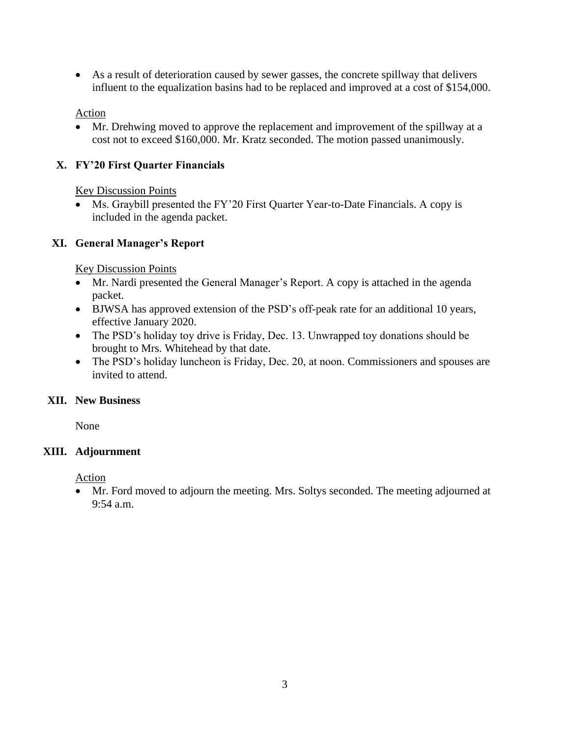- As a result of deterioration caused by sewer gasses, the concrete spillway that delivers influent to the equalization basins had to be replaced and improved at a cost of $154,000.

<u>Action</u>

- Mr. Drehwing moved to approve the replacement and improvement of the spillway at a cost not to exceed $160,000. Mr. Kratz seconded. The motion passed unanimously.

## X. FY'20 First Quarter Financials

<u>Key Discussion Points</u>

- Ms. Graybill presented the FY'20 First Quarter Year-to-Date Financials. A copy is included in the agenda packet.

## XI. General Manager's Report

<u>Key Discussion Points</u>

- Mr. Nardi presented the General Manager's Report. A copy is attached in the agenda packet.
- BJWSA has approved extension of the PSD's off-peak rate for an additional 10 years, effective January 2020.
- The PSD's holiday toy drive is Friday, Dec. 13. Unwrapped toy donations should be brought to Mrs. Whitehead by that date.
- The PSD's holiday luncheon is Friday, Dec. 20, at noon. Commissioners and spouses are invited to attend.

## XII. New Business

None

## XIII. Adjournment

<u>Action</u>

- Mr. Ford moved to adjourn the meeting. Mrs. Soltys seconded. The meeting adjourned at 9:54 a.m.